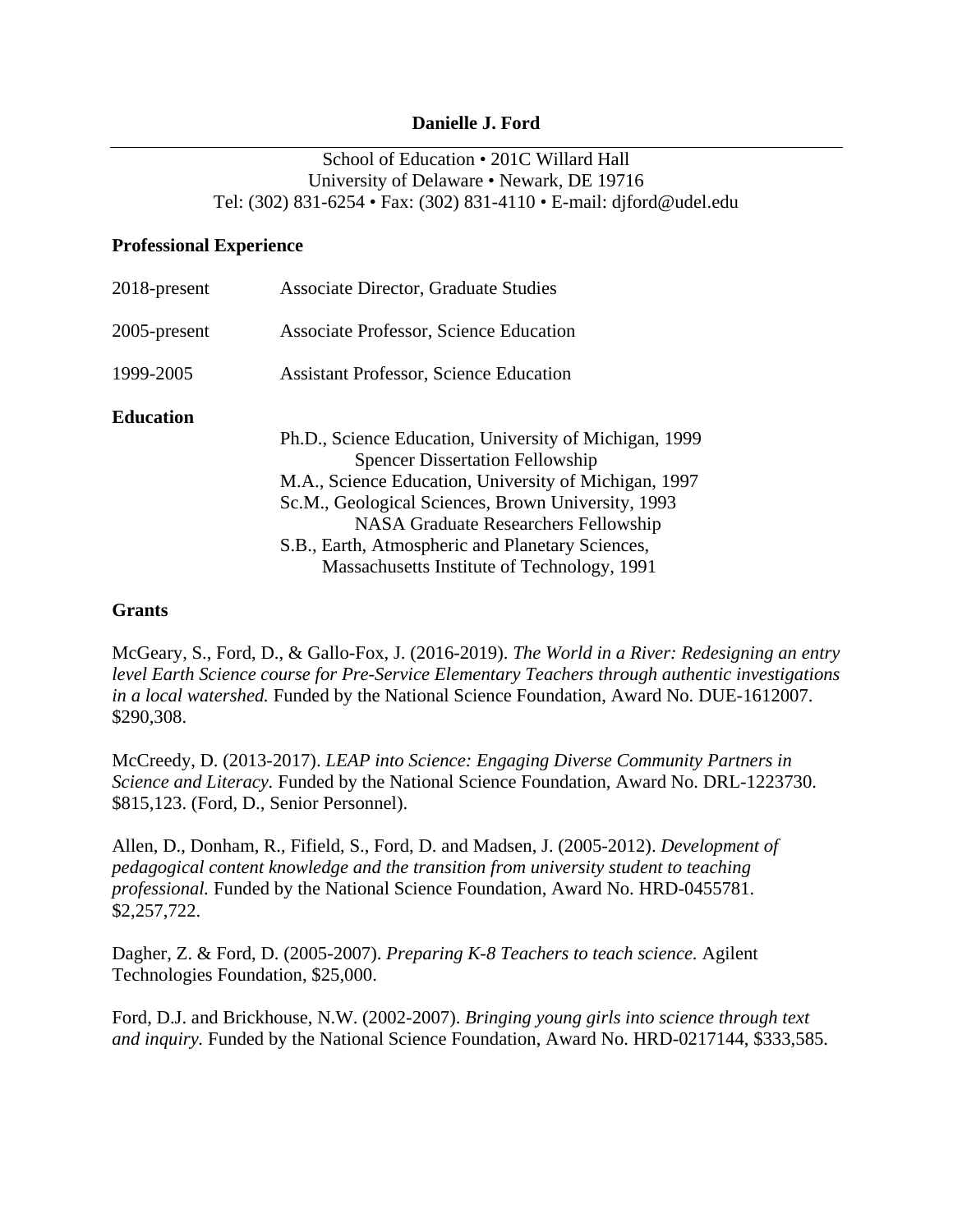# Danielle J. Ford

School of Education • 201C Willard Hall
University of Delaware • Newark, DE 19716
Tel: (302) 831-6254 • Fax: (302) 831-4110 • E-mail: djford@udel.edu

## Professional Experience

| | |
|---|---|
| 2018-present | Associate Director, Graduate Studies |
| 2005-present | Associate Professor, Science Education |
| 1999-2005 | Assistant Professor, Science Education |

## Education

Ph.D., Science Education, University of Michigan, 1999
  Spencer Dissertation Fellowship
M.A., Science Education, University of Michigan, 1997
Sc.M., Geological Sciences, Brown University, 1993
  NASA Graduate Researchers Fellowship
S.B., Earth, Atmospheric and Planetary Sciences,
  Massachusetts Institute of Technology, 1991

## Grants

McGeary, S., Ford, D., & Gallo-Fox, J. (2016-2019). *The World in a River: Redesigning an entry level Earth Science course for Pre-Service Elementary Teachers through authentic investigations in a local watershed.* Funded by the National Science Foundation, Award No. DUE-1612007. $290,308.

McCreedy, D. (2013-2017). *LEAP into Science: Engaging Diverse Community Partners in Science and Literacy.* Funded by the National Science Foundation, Award No. DRL-1223730. $815,123. (Ford, D., Senior Personnel).

Allen, D., Donham, R., Fifield, S., Ford, D. and Madsen, J. (2005-2012). *Development of pedagogical content knowledge and the transition from university student to teaching professional.* Funded by the National Science Foundation, Award No. HRD-0455781. $2,257,722.

Dagher, Z. & Ford, D. (2005-2007). *Preparing K-8 Teachers to teach science.* Agilent Technologies Foundation, $25,000.

Ford, D.J. and Brickhouse, N.W. (2002-2007). *Bringing young girls into science through text and inquiry.* Funded by the National Science Foundation, Award No. HRD-0217144, $333,585.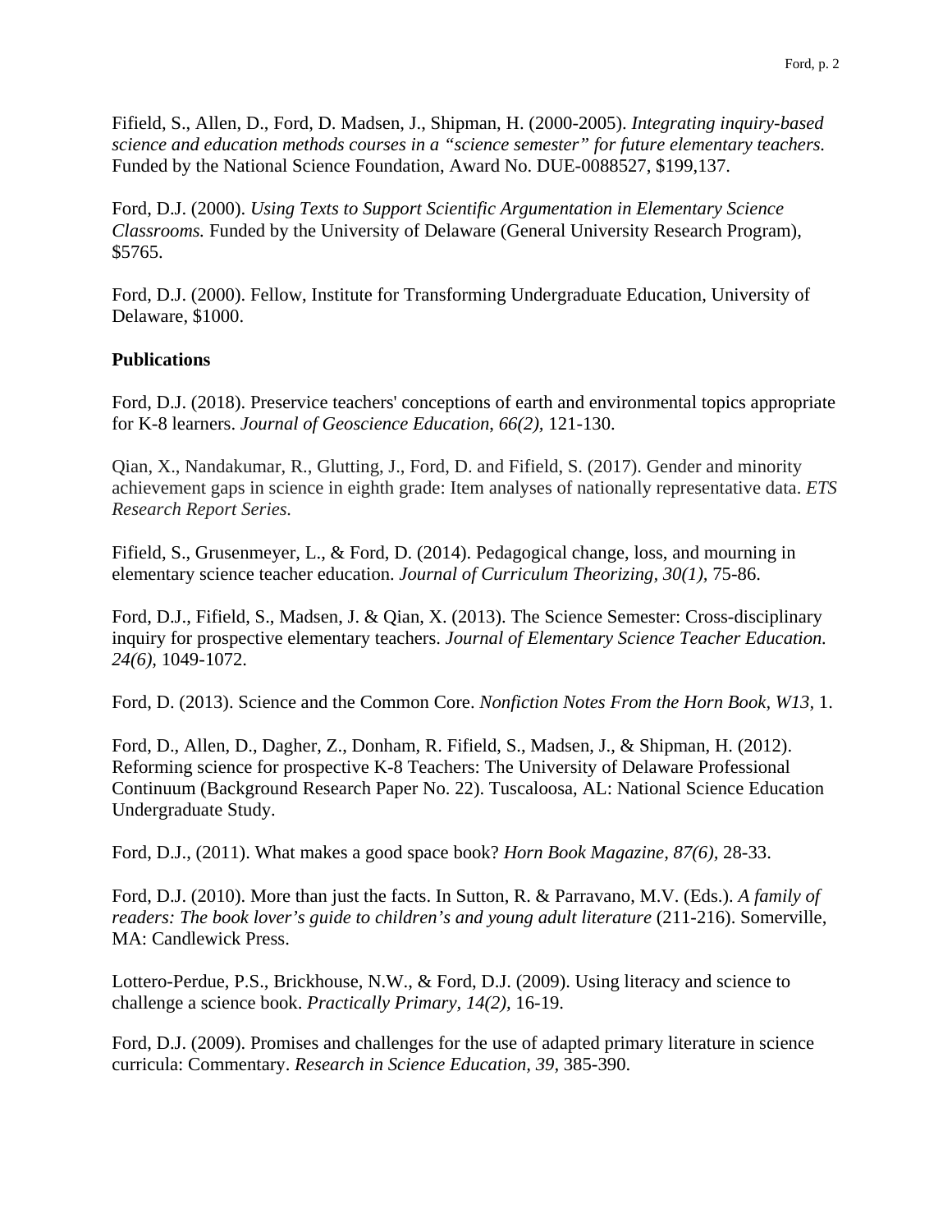Fifield, S., Allen, D., Ford, D. Madsen, J., Shipman, H. (2000-2005). *Integrating inquiry-based science and education methods courses in a "science semester" for future elementary teachers.* Funded by the National Science Foundation, Award No. DUE-0088527, $199,137.

Ford, D.J. (2000). *Using Texts to Support Scientific Argumentation in Elementary Science Classrooms.* Funded by the University of Delaware (General University Research Program), $5765.

Ford, D.J. (2000). Fellow, Institute for Transforming Undergraduate Education, University of Delaware, $1000.

**Publications**

Ford, D.J. (2018). Preservice teachers' conceptions of earth and environmental topics appropriate for K-8 learners. *Journal of Geoscience Education*, *66(2),* 121-130.

Qian, X., Nandakumar, R., Glutting, J., Ford, D. and Fifield, S. (2017). Gender and minority achievement gaps in science in eighth grade: Item analyses of nationally representative data. *ETS Research Report Series.*

Fifield, S., Grusenmeyer, L., & Ford, D. (2014). Pedagogical change, loss, and mourning in elementary science teacher education. *Journal of Curriculum Theorizing, 30(1),* 75-86.

Ford, D.J., Fifield, S., Madsen, J. & Qian, X. (2013). The Science Semester: Cross-disciplinary inquiry for prospective elementary teachers. *Journal of Elementary Science Teacher Education. 24(6),* 1049-1072.

Ford, D. (2013). Science and the Common Core. *Nonfiction Notes From the Horn Book, W13*, 1.

Ford, D., Allen, D., Dagher, Z., Donham, R. Fifield, S., Madsen, J., & Shipman, H. (2012). Reforming science for prospective K-8 Teachers: The University of Delaware Professional Continuum (Background Research Paper No. 22). Tuscaloosa, AL: National Science Education Undergraduate Study.

Ford, D.J., (2011). What makes a good space book? *Horn Book Magazine, 87(6),* 28-33.

Ford, D.J. (2010). More than just the facts. In Sutton, R. & Parravano, M.V. (Eds.). *A family of readers: The book lover's guide to children's and young adult literature* (211-216). Somerville, MA: Candlewick Press.

Lottero-Perdue, P.S., Brickhouse, N.W., & Ford, D.J. (2009). Using literacy and science to challenge a science book. *Practically Primary, 14(2),* 16-19.

Ford, D.J. (2009). Promises and challenges for the use of adapted primary literature in science curricula: Commentary. *Research in Science Education, 39,* 385-390.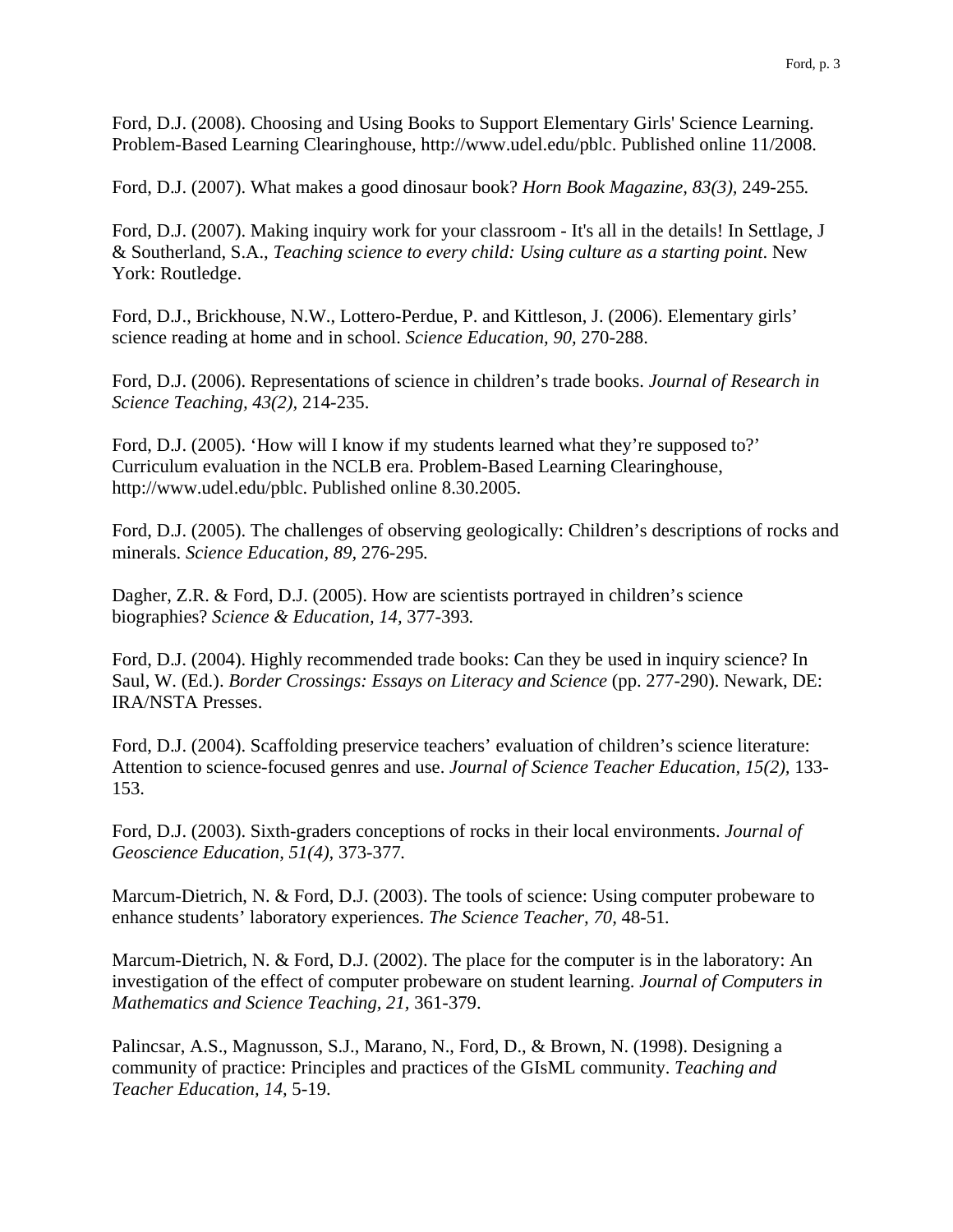Ford, D.J. (2008). Choosing and Using Books to Support Elementary Girls' Science Learning. Problem-Based Learning Clearinghouse, http://www.udel.edu/pblc. Published online 11/2008.

Ford, D.J. (2007). What makes a good dinosaur book? *Horn Book Magazine, 83(3),* 249-255*.*

Ford, D.J. (2007). Making inquiry work for your classroom - It's all in the details! In Settlage, J & Southerland, S.A., *Teaching science to every child: Using culture as a starting point*. New York: Routledge.

Ford, D.J., Brickhouse, N.W., Lottero-Perdue, P. and Kittleson, J. (2006). Elementary girls' science reading at home and in school. *Science Education, 90,* 270-288.

Ford, D.J. (2006). Representations of science in children's trade books. *Journal of Research in Science Teaching, 43(2),* 214-235.

Ford, D.J. (2005). 'How will I know if my students learned what they're supposed to?' Curriculum evaluation in the NCLB era. Problem-Based Learning Clearinghouse, http://www.udel.edu/pblc. Published online 8.30.2005.

Ford, D.J. (2005). The challenges of observing geologically: Children's descriptions of rocks and minerals. *Science Education, 89,* 276-295*.*

Dagher, Z.R. & Ford, D.J. (2005). How are scientists portrayed in children's science biographies? *Science & Education, 14,* 377-393*.*

Ford, D.J. (2004). Highly recommended trade books: Can they be used in inquiry science? In Saul, W. (Ed.). *Border Crossings: Essays on Literacy and Science* (pp. 277-290). Newark, DE: IRA/NSTA Presses.

Ford, D.J. (2004). Scaffolding preservice teachers' evaluation of children's science literature: Attention to science-focused genres and use. *Journal of Science Teacher Education, 15(2),* 133-153*.*

Ford, D.J. (2003). Sixth-graders conceptions of rocks in their local environments. *Journal of Geoscience Education, 51(4),* 373-377*.*

Marcum-Dietrich, N. & Ford, D.J. (2003). The tools of science: Using computer probeware to enhance students' laboratory experiences. *The Science Teacher, 70,* 48-51*.*

Marcum-Dietrich, N. & Ford, D.J. (2002). The place for the computer is in the laboratory: An investigation of the effect of computer probeware on student learning. *Journal of Computers in Mathematics and Science Teaching, 21,* 361-379.

Palincsar, A.S., Magnusson, S.J., Marano, N., Ford, D., & Brown, N. (1998). Designing a community of practice: Principles and practices of the GIsML community. *Teaching and Teacher Education, 14,* 5-19.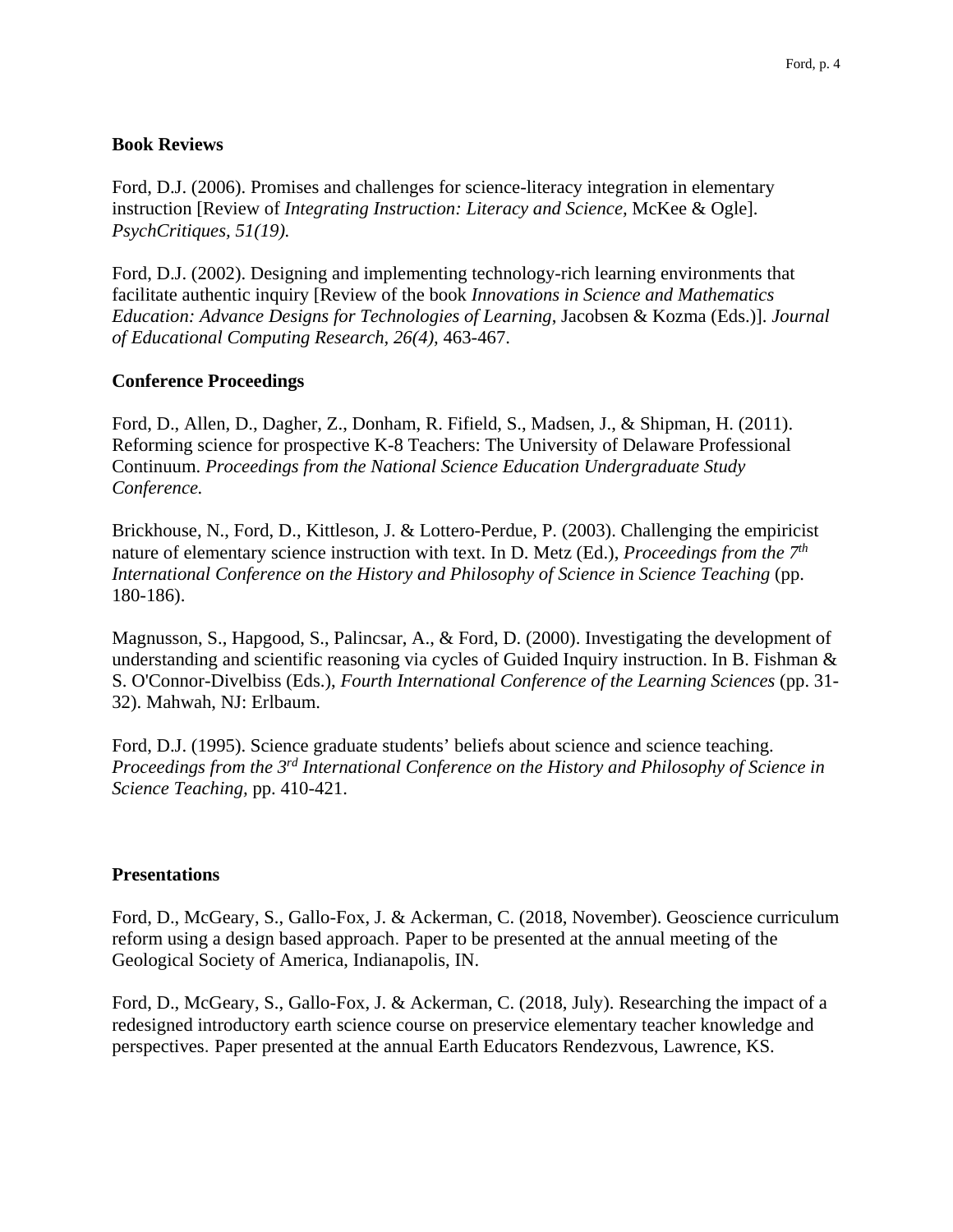**Book Reviews**

Ford, D.J. (2006). Promises and challenges for science-literacy integration in elementary instruction [Review of *Integrating Instruction: Literacy and Science,* McKee & Ogle]. *PsychCritiques, 51(19).*

Ford, D.J. (2002). Designing and implementing technology-rich learning environments that facilitate authentic inquiry [Review of the book *Innovations in Science and Mathematics Education: Advance Designs for Technologies of Learning*, Jacobsen & Kozma (Eds.)]. *Journal of Educational Computing Research, 26(4),* 463-467.

**Conference Proceedings**

Ford, D., Allen, D., Dagher, Z., Donham, R. Fifield, S., Madsen, J., & Shipman, H. (2011). Reforming science for prospective K-8 Teachers: The University of Delaware Professional Continuum. *Proceedings from the National Science Education Undergraduate Study Conference.*

Brickhouse, N., Ford, D., Kittleson, J. & Lottero-Perdue, P. (2003). Challenging the empiricist nature of elementary science instruction with text. In D. Metz (Ed.), *Proceedings from the 7th International Conference on the History and Philosophy of Science in Science Teaching* (pp. 180-186).

Magnusson, S., Hapgood, S., Palincsar, A., & Ford, D. (2000). Investigating the development of understanding and scientific reasoning via cycles of Guided Inquiry instruction. In B. Fishman & S. O'Connor-Divelbiss (Eds.), *Fourth International Conference of the Learning Sciences* (pp. 31-32). Mahwah, NJ: Erlbaum.

Ford, D.J. (1995). Science graduate students' beliefs about science and science teaching. *Proceedings from the 3rd International Conference on the History and Philosophy of Science in Science Teaching,* pp. 410-421.

**Presentations**

Ford, D., McGeary, S., Gallo-Fox, J. & Ackerman, C. (2018, November). Geoscience curriculum reform using a design based approach. Paper to be presented at the annual meeting of the Geological Society of America, Indianapolis, IN.

Ford, D., McGeary, S., Gallo-Fox, J. & Ackerman, C. (2018, July). Researching the impact of a redesigned introductory earth science course on preservice elementary teacher knowledge and perspectives. Paper presented at the annual Earth Educators Rendezvous, Lawrence, KS.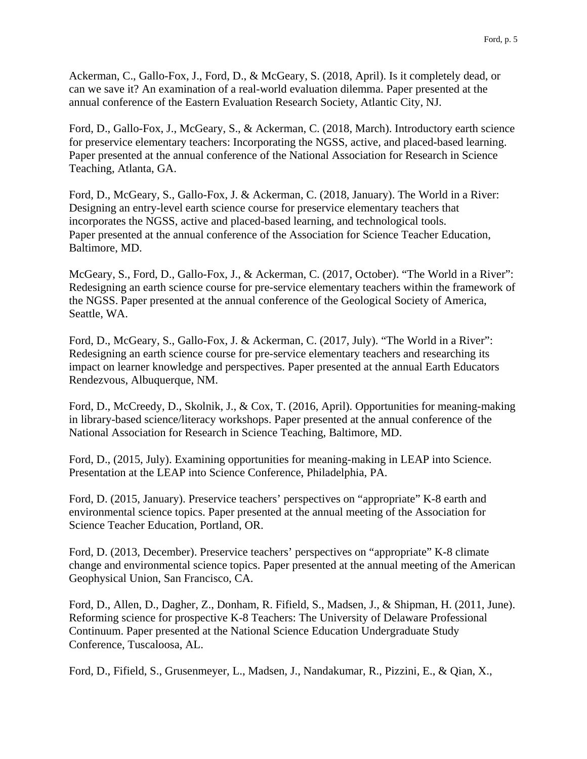Ackerman, C., Gallo-Fox, J., Ford, D., & McGeary, S. (2018, April). Is it completely dead, or can we save it? An examination of a real-world evaluation dilemma. Paper presented at the annual conference of the Eastern Evaluation Research Society, Atlantic City, NJ.

Ford, D., Gallo-Fox, J., McGeary, S., & Ackerman, C. (2018, March). Introductory earth science for preservice elementary teachers: Incorporating the NGSS, active, and placed-based learning. Paper presented at the annual conference of the National Association for Research in Science Teaching, Atlanta, GA.

Ford, D., McGeary, S., Gallo-Fox, J. & Ackerman, C. (2018, January). The World in a River: Designing an entry-level earth science course for preservice elementary teachers that incorporates the NGSS, active and placed-based learning, and technological tools. Paper presented at the annual conference of the Association for Science Teacher Education, Baltimore, MD.

McGeary, S., Ford, D., Gallo-Fox, J., & Ackerman, C. (2017, October). “The World in a River”: Redesigning an earth science course for pre-service elementary teachers within the framework of the NGSS. Paper presented at the annual conference of the Geological Society of America, Seattle, WA.

Ford, D., McGeary, S., Gallo-Fox, J. & Ackerman, C. (2017, July). “The World in a River”: Redesigning an earth science course for pre-service elementary teachers and researching its impact on learner knowledge and perspectives. Paper presented at the annual Earth Educators Rendezvous, Albuquerque, NM.

Ford, D., McCreedy, D., Skolnik, J., & Cox, T. (2016, April). Opportunities for meaning-making in library-based science/literacy workshops. Paper presented at the annual conference of the National Association for Research in Science Teaching, Baltimore, MD.

Ford, D., (2015, July). Examining opportunities for meaning-making in LEAP into Science. Presentation at the LEAP into Science Conference, Philadelphia, PA.

Ford, D. (2015, January). Preservice teachers’ perspectives on “appropriate” K-8 earth and environmental science topics. Paper presented at the annual meeting of the Association for Science Teacher Education, Portland, OR.

Ford, D. (2013, December). Preservice teachers’ perspectives on “appropriate” K-8 climate change and environmental science topics. Paper presented at the annual meeting of the American Geophysical Union, San Francisco, CA.

Ford, D., Allen, D., Dagher, Z., Donham, R. Fifield, S., Madsen, J., & Shipman, H. (2011, June). Reforming science for prospective K-8 Teachers: The University of Delaware Professional Continuum. Paper presented at the National Science Education Undergraduate Study Conference, Tuscaloosa, AL.

Ford, D., Fifield, S., Grusenmeyer, L., Madsen, J., Nandakumar, R., Pizzini, E., & Qian, X.,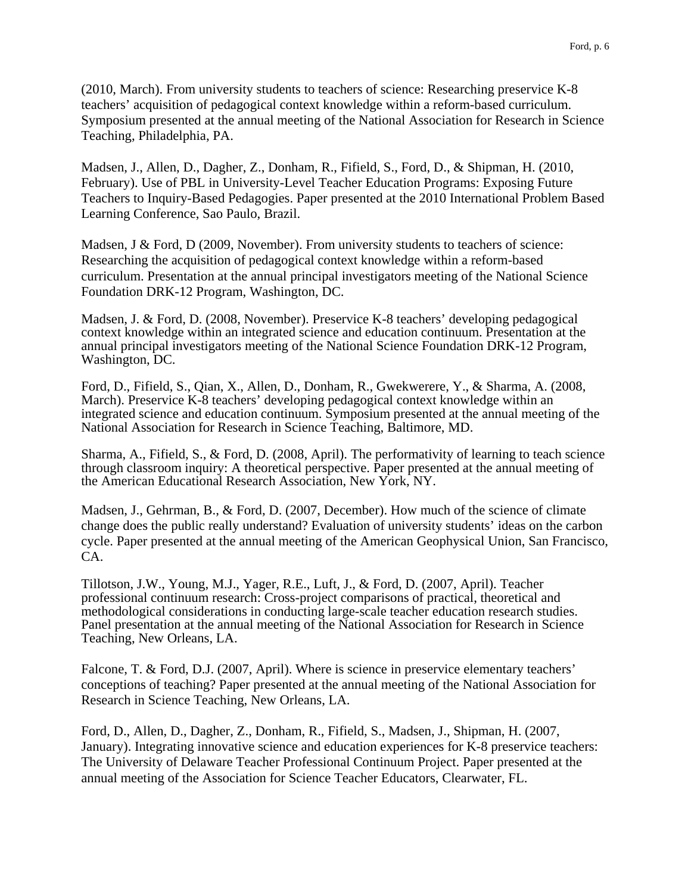(2010, March). From university students to teachers of science: Researching preservice K-8 teachers' acquisition of pedagogical context knowledge within a reform-based curriculum. Symposium presented at the annual meeting of the National Association for Research in Science Teaching, Philadelphia, PA.

Madsen, J., Allen, D., Dagher, Z., Donham, R., Fifield, S., Ford, D., & Shipman, H. (2010, February). Use of PBL in University-Level Teacher Education Programs: Exposing Future Teachers to Inquiry-Based Pedagogies. Paper presented at the 2010 International Problem Based Learning Conference, Sao Paulo, Brazil.

Madsen, J & Ford, D (2009, November). From university students to teachers of science: Researching the acquisition of pedagogical context knowledge within a reform-based curriculum. Presentation at the annual principal investigators meeting of the National Science Foundation DRK-12 Program, Washington, DC.

Madsen, J. & Ford, D. (2008, November). Preservice K-8 teachers' developing pedagogical context knowledge within an integrated science and education continuum. Presentation at the annual principal investigators meeting of the National Science Foundation DRK-12 Program, Washington, DC.

Ford, D., Fifield, S., Qian, X., Allen, D., Donham, R., Gwekwerere, Y., & Sharma, A. (2008, March). Preservice K-8 teachers' developing pedagogical context knowledge within an integrated science and education continuum. Symposium presented at the annual meeting of the National Association for Research in Science Teaching, Baltimore, MD.

Sharma, A., Fifield, S., & Ford, D. (2008, April). The performativity of learning to teach science through classroom inquiry: A theoretical perspective. Paper presented at the annual meeting of the American Educational Research Association, New York, NY.

Madsen, J., Gehrman, B., & Ford, D. (2007, December). How much of the science of climate change does the public really understand? Evaluation of university students' ideas on the carbon cycle. Paper presented at the annual meeting of the American Geophysical Union, San Francisco, CA.

Tillotson, J.W., Young, M.J., Yager, R.E., Luft, J., & Ford, D. (2007, April). Teacher professional continuum research: Cross-project comparisons of practical, theoretical and methodological considerations in conducting large-scale teacher education research studies. Panel presentation at the annual meeting of the National Association for Research in Science Teaching, New Orleans, LA.

Falcone, T. & Ford, D.J. (2007, April). Where is science in preservice elementary teachers' conceptions of teaching? Paper presented at the annual meeting of the National Association for Research in Science Teaching, New Orleans, LA.

Ford, D., Allen, D., Dagher, Z., Donham, R., Fifield, S., Madsen, J., Shipman, H. (2007, January). Integrating innovative science and education experiences for K-8 preservice teachers: The University of Delaware Teacher Professional Continuum Project. Paper presented at the annual meeting of the Association for Science Teacher Educators, Clearwater, FL.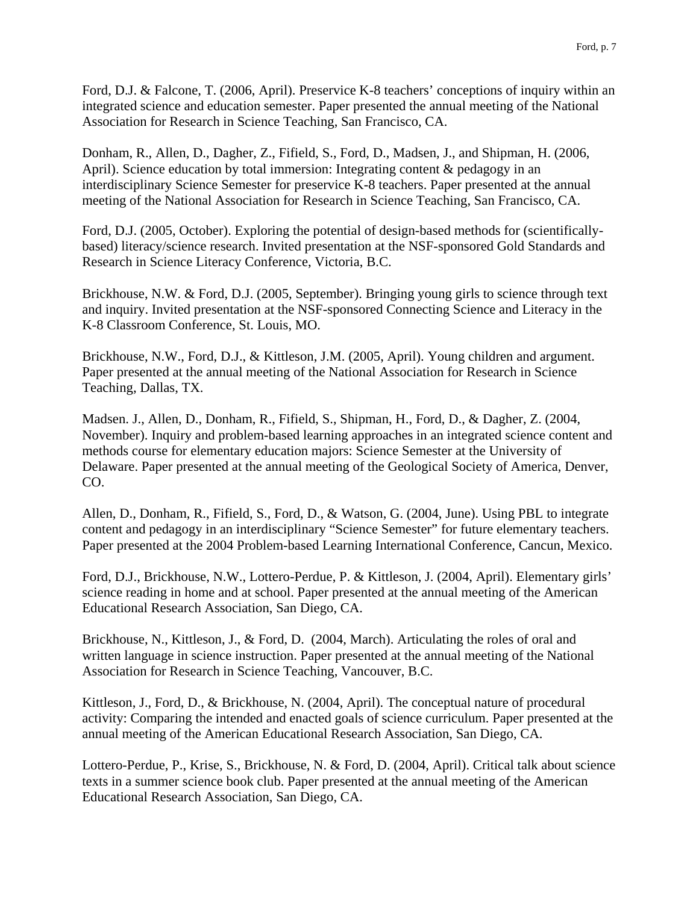Ford, D.J. & Falcone, T. (2006, April). Preservice K-8 teachers' conceptions of inquiry within an integrated science and education semester. Paper presented the annual meeting of the National Association for Research in Science Teaching, San Francisco, CA.

Donham, R., Allen, D., Dagher, Z., Fifield, S., Ford, D., Madsen, J., and Shipman, H. (2006, April). Science education by total immersion: Integrating content & pedagogy in an interdisciplinary Science Semester for preservice K-8 teachers. Paper presented at the annual meeting of the National Association for Research in Science Teaching, San Francisco, CA.

Ford, D.J. (2005, October). Exploring the potential of design-based methods for (scientifically-based) literacy/science research. Invited presentation at the NSF-sponsored Gold Standards and Research in Science Literacy Conference, Victoria, B.C.

Brickhouse, N.W. & Ford, D.J. (2005, September). Bringing young girls to science through text and inquiry. Invited presentation at the NSF-sponsored Connecting Science and Literacy in the K-8 Classroom Conference, St. Louis, MO.

Brickhouse, N.W., Ford, D.J., & Kittleson, J.M. (2005, April). Young children and argument. Paper presented at the annual meeting of the National Association for Research in Science Teaching, Dallas, TX.

Madsen. J., Allen, D., Donham, R., Fifield, S., Shipman, H., Ford, D., & Dagher, Z. (2004, November). Inquiry and problem-based learning approaches in an integrated science content and methods course for elementary education majors: Science Semester at the University of Delaware. Paper presented at the annual meeting of the Geological Society of America, Denver, CO.

Allen, D., Donham, R., Fifield, S., Ford, D., & Watson, G. (2004, June). Using PBL to integrate content and pedagogy in an interdisciplinary "Science Semester" for future elementary teachers. Paper presented at the 2004 Problem-based Learning International Conference, Cancun, Mexico.

Ford, D.J., Brickhouse, N.W., Lottero-Perdue, P. & Kittleson, J. (2004, April). Elementary girls' science reading in home and at school. Paper presented at the annual meeting of the American Educational Research Association, San Diego, CA.

Brickhouse, N., Kittleson, J., & Ford, D. (2004, March). Articulating the roles of oral and written language in science instruction. Paper presented at the annual meeting of the National Association for Research in Science Teaching, Vancouver, B.C.

Kittleson, J., Ford, D., & Brickhouse, N. (2004, April). The conceptual nature of procedural activity: Comparing the intended and enacted goals of science curriculum. Paper presented at the annual meeting of the American Educational Research Association, San Diego, CA.

Lottero-Perdue, P., Krise, S., Brickhouse, N. & Ford, D. (2004, April). Critical talk about science texts in a summer science book club. Paper presented at the annual meeting of the American Educational Research Association, San Diego, CA.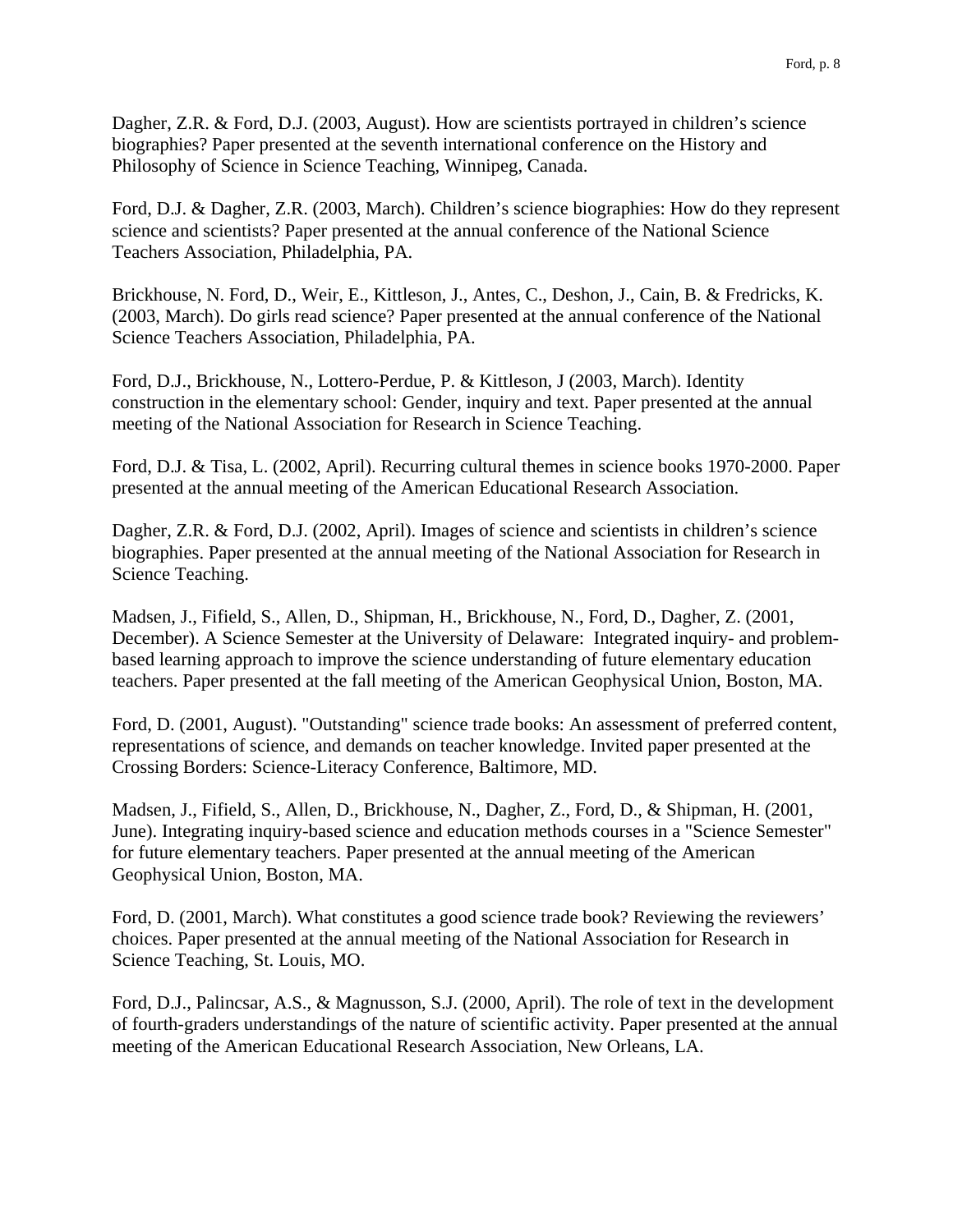Dagher, Z.R. & Ford, D.J. (2003, August). How are scientists portrayed in children's science biographies? Paper presented at the seventh international conference on the History and Philosophy of Science in Science Teaching, Winnipeg, Canada.

Ford, D.J. & Dagher, Z.R. (2003, March). Children's science biographies: How do they represent science and scientists? Paper presented at the annual conference of the National Science Teachers Association, Philadelphia, PA.

Brickhouse, N. Ford, D., Weir, E., Kittleson, J., Antes, C., Deshon, J., Cain, B. & Fredricks, K. (2003, March). Do girls read science? Paper presented at the annual conference of the National Science Teachers Association, Philadelphia, PA.

Ford, D.J., Brickhouse, N., Lottero-Perdue, P. & Kittleson, J (2003, March). Identity construction in the elementary school: Gender, inquiry and text. Paper presented at the annual meeting of the National Association for Research in Science Teaching.

Ford, D.J. & Tisa, L. (2002, April). Recurring cultural themes in science books 1970-2000. Paper presented at the annual meeting of the American Educational Research Association.

Dagher, Z.R. & Ford, D.J. (2002, April). Images of science and scientists in children's science biographies. Paper presented at the annual meeting of the National Association for Research in Science Teaching.

Madsen, J., Fifield, S., Allen, D., Shipman, H., Brickhouse, N., Ford, D., Dagher, Z. (2001, December). A Science Semester at the University of Delaware: Integrated inquiry- and problem-based learning approach to improve the science understanding of future elementary education teachers. Paper presented at the fall meeting of the American Geophysical Union, Boston, MA.

Ford, D. (2001, August). "Outstanding" science trade books: An assessment of preferred content, representations of science, and demands on teacher knowledge. Invited paper presented at the Crossing Borders: Science-Literacy Conference, Baltimore, MD.

Madsen, J., Fifield, S., Allen, D., Brickhouse, N., Dagher, Z., Ford, D., & Shipman, H. (2001, June). Integrating inquiry-based science and education methods courses in a "Science Semester" for future elementary teachers. Paper presented at the annual meeting of the American Geophysical Union, Boston, MA.

Ford, D. (2001, March). What constitutes a good science trade book? Reviewing the reviewers' choices. Paper presented at the annual meeting of the National Association for Research in Science Teaching, St. Louis, MO.

Ford, D.J., Palincsar, A.S., & Magnusson, S.J. (2000, April). The role of text in the development of fourth-graders understandings of the nature of scientific activity. Paper presented at the annual meeting of the American Educational Research Association, New Orleans, LA.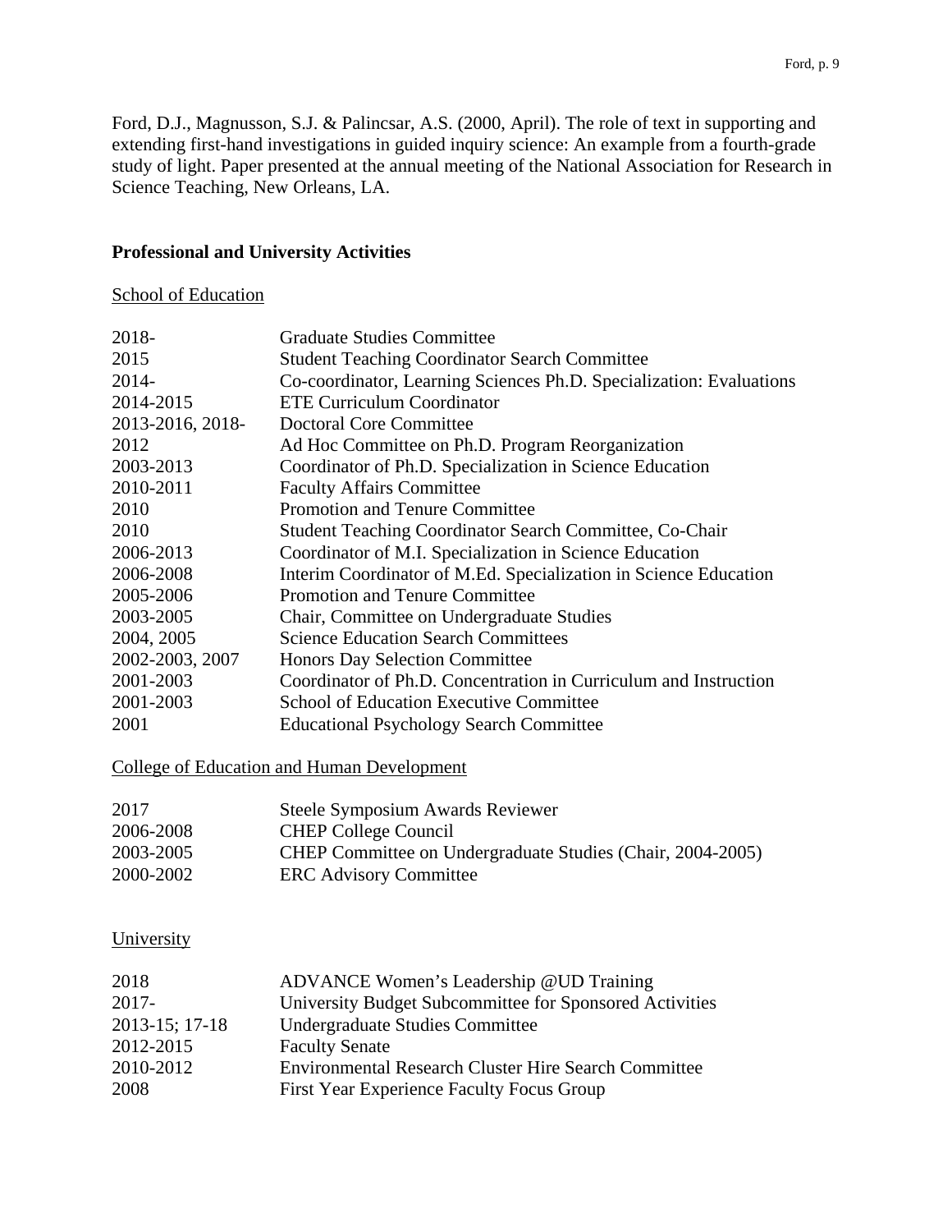Ford, D.J., Magnusson, S.J. & Palincsar, A.S. (2000, April). The role of text in supporting and extending first-hand investigations in guided inquiry science: An example from a fourth-grade study of light. Paper presented at the annual meeting of the National Association for Research in Science Teaching, New Orleans, LA.

## Professional and University Activities

### School of Education

| | |
|---|---|
| 2018- | Graduate Studies Committee |
| 2015 | Student Teaching Coordinator Search Committee |
| 2014- | Co-coordinator, Learning Sciences Ph.D. Specialization: Evaluations |
| 2014-2015 | ETE Curriculum Coordinator |
| 2013-2016, 2018- | Doctoral Core Committee |
| 2012 | Ad Hoc Committee on Ph.D. Program Reorganization |
| 2003-2013 | Coordinator of Ph.D. Specialization in Science Education |
| 2010-2011 | Faculty Affairs Committee |
| 2010 | Promotion and Tenure Committee |
| 2010 | Student Teaching Coordinator Search Committee, Co-Chair |
| 2006-2013 | Coordinator of M.I. Specialization in Science Education |
| 2006-2008 | Interim Coordinator of M.Ed. Specialization in Science Education |
| 2005-2006 | Promotion and Tenure Committee |
| 2003-2005 | Chair, Committee on Undergraduate Studies |
| 2004, 2005 | Science Education Search Committees |
| 2002-2003, 2007 | Honors Day Selection Committee |
| 2001-2003 | Coordinator of Ph.D. Concentration in Curriculum and Instruction |
| 2001-2003 | School of Education Executive Committee |
| 2001 | Educational Psychology Search Committee |

### College of Education and Human Development

| | |
|---|---|
| 2017 | Steele Symposium Awards Reviewer |
| 2006-2008 | CHEP College Council |
| 2003-2005 | CHEP Committee on Undergraduate Studies (Chair, 2004-2005) |
| 2000-2002 | ERC Advisory Committee |

### University

| | |
|---|---|
| 2018 | ADVANCE Women's Leadership @UD Training |
| 2017- | University Budget Subcommittee for Sponsored Activities |
| 2013-15; 17-18 | Undergraduate Studies Committee |
| 2012-2015 | Faculty Senate |
| 2010-2012 | Environmental Research Cluster Hire Search Committee |
| 2008 | First Year Experience Faculty Focus Group |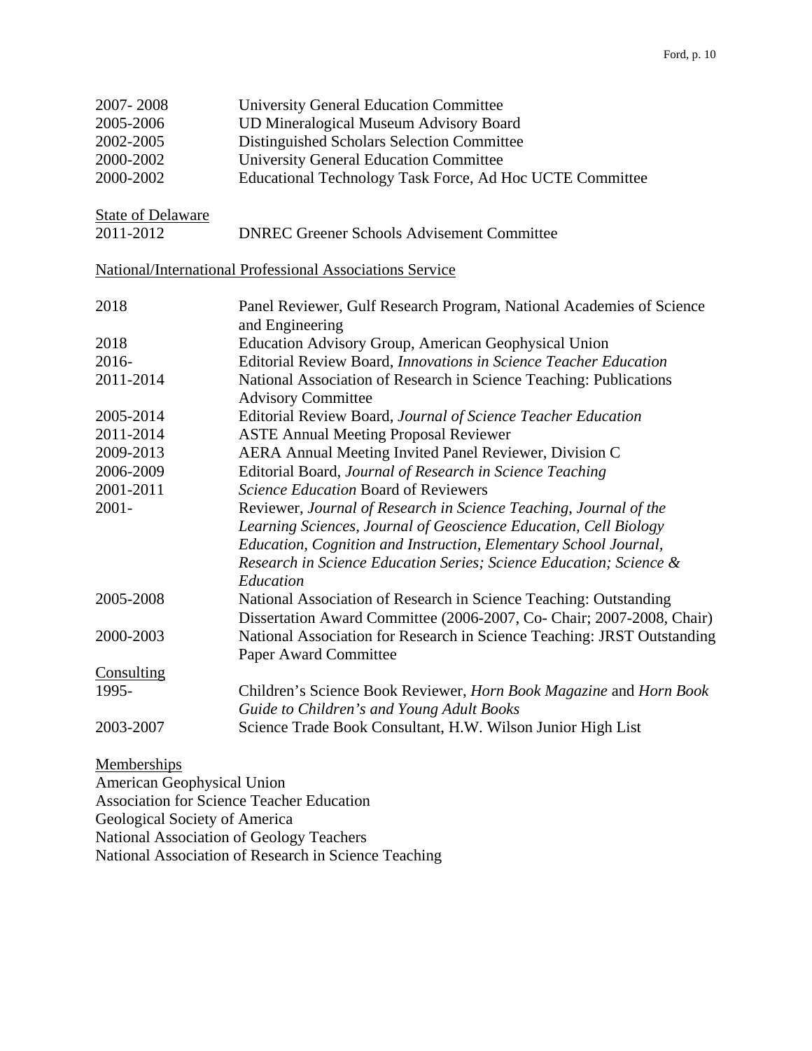| | |
|---|---|
| 2007- 2008 | University General Education Committee |
| 2005-2006 | UD Mineralogical Museum Advisory Board |
| 2002-2005 | Distinguished Scholars Selection Committee |
| 2000-2002 | University General Education Committee |
| 2000-2002 | Educational Technology Task Force, Ad Hoc UCTE Committee |

<u>State of Delaware</u>

| | |
|---|---|
| 2011-2012 | DNREC Greener Schools Advisement Committee |

<u>National/International Professional Associations Service</u>

| | |
|---|---|
| 2018 | Panel Reviewer, Gulf Research Program, National Academies of Science and Engineering |
| 2018 | Education Advisory Group, American Geophysical Union |
| 2016- | Editorial Review Board, *Innovations in Science Teacher Education* |
| 2011-2014 | National Association of Research in Science Teaching: Publications Advisory Committee |
| 2005-2014 | Editorial Review Board, *Journal of Science Teacher Education* |
| 2011-2014 | ASTE Annual Meeting Proposal Reviewer |
| 2009-2013 | AERA Annual Meeting Invited Panel Reviewer, Division C |
| 2006-2009 | Editorial Board, *Journal of Research in Science Teaching* |
| 2001-2011 | *Science Education* Board of Reviewers |
| 2001- | Reviewer, *Journal of Research in Science Teaching*, *Journal of the Learning Sciences, Journal of Geoscience Education, Cell Biology Education, Cognition and Instruction, Elementary School Journal, Research in Science Education Series; Science Education; Science & Education* |
| 2005-2008 | National Association of Research in Science Teaching: Outstanding Dissertation Award Committee (2006-2007, Co- Chair; 2007-2008, Chair) |
| 2000-2003 | National Association for Research in Science Teaching: JRST Outstanding Paper Award Committee |

<u>Consulting</u>

| | |
|---|---|
| 1995- | Children's Science Book Reviewer, *Horn Book Magazine* and *Horn Book Guide to Children's and Young Adult Books* |
| 2003-2007 | Science Trade Book Consultant, H.W. Wilson Junior High List |

<u>Memberships</u>

American Geophysical Union
Association for Science Teacher Education
Geological Society of America
National Association of Geology Teachers
National Association of Research in Science Teaching